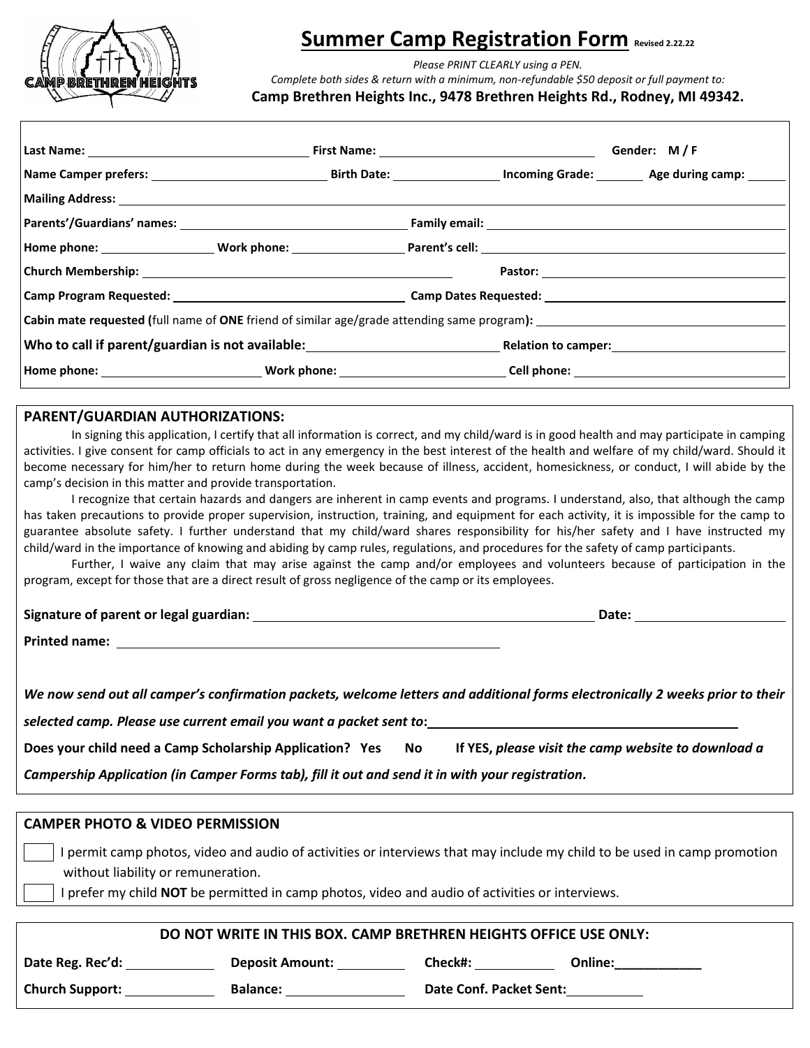# Summer Camp Registration Form Revised 2.22.22

*Please PRINT CLEARLY using a PEN.*
*Complete both sides & return with a minimum, non-refundable $50 deposit or full payment to:*
**Camp Brethren Heights Inc., 9478 Brethren Heights Rd., Rodney, MI 49342.**

**Last Name:** ____________________ **First Name:** ____________________ **Gender: M / F**

**Name Camper prefers:** ____________________ **Birth Date:** __________ **Incoming Grade:** ______ **Age during camp:** ______

**Mailing Address:** ____________________________________________

**Parents'/Guardians' names:** ____________________ **Family email:** ____________________

**Home phone:** __________ **Work phone:** __________ **Parent's cell:** ____________________

**Church Membership:** ____________________ **Pastor:** ____________________

**Camp Program Requested:** ____________________ **Camp Dates Requested:** ____________________

**Cabin mate requested (**full name of **ONE** friend of similar age/grade attending same program**):** ____________________

**Who to call if parent/guardian is not available:** ____________________ **Relation to camper:** ____________________

**Home phone:** __________ **Work phone:** __________ **Cell phone:** __________

## PARENT/GUARDIAN AUTHORIZATIONS:

In signing this application, I certify that all information is correct, and my child/ward is in good health and may participate in camping activities. I give consent for camp officials to act in any emergency in the best interest of the health and welfare of my child/ward. Should it become necessary for him/her to return home during the week because of illness, accident, homesickness, or conduct, I will abide by the camp's decision in this matter and provide transportation.

I recognize that certain hazards and dangers are inherent in camp events and programs. I understand, also, that although the camp has taken precautions to provide proper supervision, instruction, training, and equipment for each activity, it is impossible for the camp to guarantee absolute safety. I further understand that my child/ward shares responsibility for his/her safety and I have instructed my child/ward in the importance of knowing and abiding by camp rules, regulations, and procedures for the safety of camp participants.

Further, I waive any claim that may arise against the camp and/or employees and volunteers because of participation in the program, except for those that are a direct result of gross negligence of the camp or its employees.

**Signature of parent or legal guardian:** ____________________ **Date:** __________

**Printed name:** ____________________

***We now send out all camper's confirmation packets, welcome letters and additional forms electronically 2 weeks prior to their selected camp. Please use current email you want a packet sent to*:** ____________________

**Does your child need a Camp Scholarship Application? Yes No If YES,** ***please visit the camp website to download a Campership Application (in Camper Forms tab), fill it out and send it in with your registration.***

## CAMPER PHOTO & VIDEO PERMISSION

- [ ] I permit camp photos, video and audio of activities or interviews that may include my child to be used in camp promotion without liability or remuneration.
- [ ] I prefer my child **NOT** be permitted in camp photos, video and audio of activities or interviews.

## DO NOT WRITE IN THIS BOX. CAMP BRETHREN HEIGHTS OFFICE USE ONLY:

**Date Reg. Rec'd:** __________ **Deposit Amount:** __________ **Check#:** __________ **Online:** __________

**Church Support:** __________ **Balance:** __________ **Date Conf. Packet Sent:** __________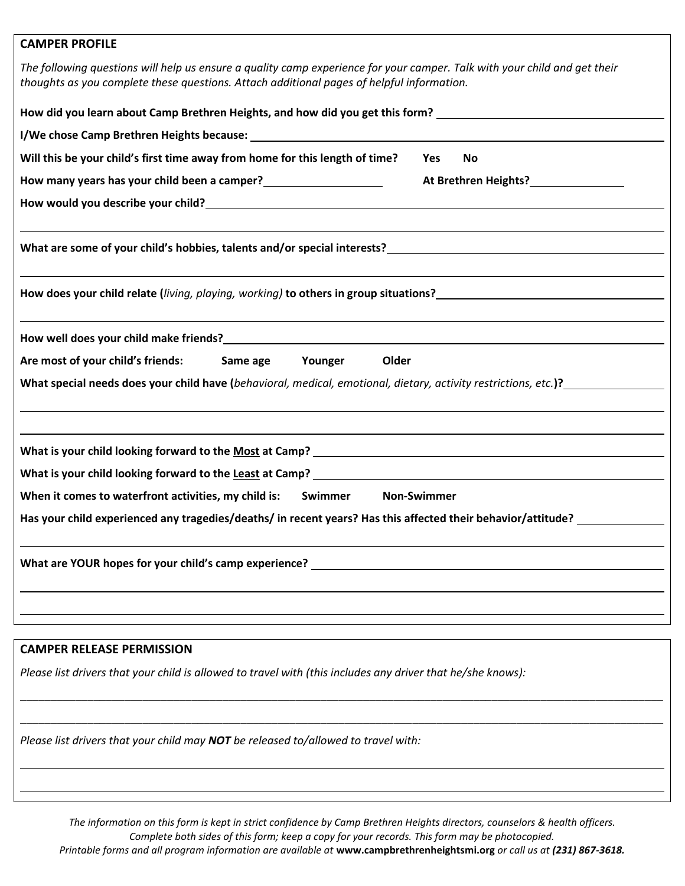## CAMPER PROFILE

*The following questions will help us ensure a quality camp experience for your camper. Talk with your child and get their thoughts as you complete these questions. Attach additional pages of helpful information.*

**How did you learn about Camp Brethren Heights, and how did you get this form?** \_\_\_\_\_\_\_\_\_\_\_\_\_\_\_\_\_\_\_\_

**I/We chose Camp Brethren Heights because:** \_\_\_\_\_\_\_\_\_\_\_\_\_\_\_\_\_\_\_\_

**Will this be your child's first time away from home for this length of time?** **Yes** **No**

**How many years has your child been a camper?** \_\_\_\_\_\_\_\_\_\_ **At Brethren Heights?** \_\_\_\_\_\_\_\_\_\_

**How would you describe your child?** \_\_\_\_\_\_\_\_\_\_\_\_\_\_\_\_\_\_\_\_

**What are some of your child's hobbies, talents and/or special interests?** \_\_\_\_\_\_\_\_\_\_\_\_\_\_\_\_\_\_\_\_

**How does your child relate (***living, playing, working***) to others in group situations?** \_\_\_\_\_\_\_\_\_\_\_\_\_\_\_\_\_\_\_\_

**How well does your child make friends?** \_\_\_\_\_\_\_\_\_\_\_\_\_\_\_\_\_\_\_\_

**Are most of your child's friends:** **Same age** **Younger** **Older**

**What special needs does your child have (***behavioral, medical, emotional, dietary, activity restrictions, etc.***)?** \_\_\_\_\_\_\_\_\_\_\_\_\_\_\_\_\_\_\_\_

**What is your child looking forward to the <u>Most</u> at Camp?** \_\_\_\_\_\_\_\_\_\_\_\_\_\_\_\_\_\_\_\_

**What is your child looking forward to the <u>Least</u> at Camp?** \_\_\_\_\_\_\_\_\_\_\_\_\_\_\_\_\_\_\_\_

**When it comes to waterfront activities, my child is:** **Swimmer** **Non-Swimmer**

**Has your child experienced any tragedies/deaths/ in recent years? Has this affected their behavior/attitude?** \_\_\_\_\_\_\_\_\_\_\_\_\_\_\_\_\_\_\_\_

**What are YOUR hopes for your child's camp experience?** \_\_\_\_\_\_\_\_\_\_\_\_\_\_\_\_\_\_\_\_

## CAMPER RELEASE PERMISSION

*Please list drivers that your child is allowed to travel with (this includes any driver that he/she knows):*

\_\_\_\_\_\_\_\_\_\_\_\_\_\_\_\_\_\_\_\_

\_\_\_\_\_\_\_\_\_\_\_\_\_\_\_\_\_\_\_\_

*Please list drivers that your child may* ***NOT*** *be released to/allowed to travel with:*

\_\_\_\_\_\_\_\_\_\_\_\_\_\_\_\_\_\_\_\_

\_\_\_\_\_\_\_\_\_\_\_\_\_\_\_\_\_\_\_\_

*The information on this form is kept in strict confidence by Camp Brethren Heights directors, counselors & health officers.*
*Complete both sides of this form; keep a copy for your records. This form may be photocopied.*
*Printable forms and all program information are available at* **www.campbrethrenheightsmi.org** *or call us at* ***(231) 867-3618.***